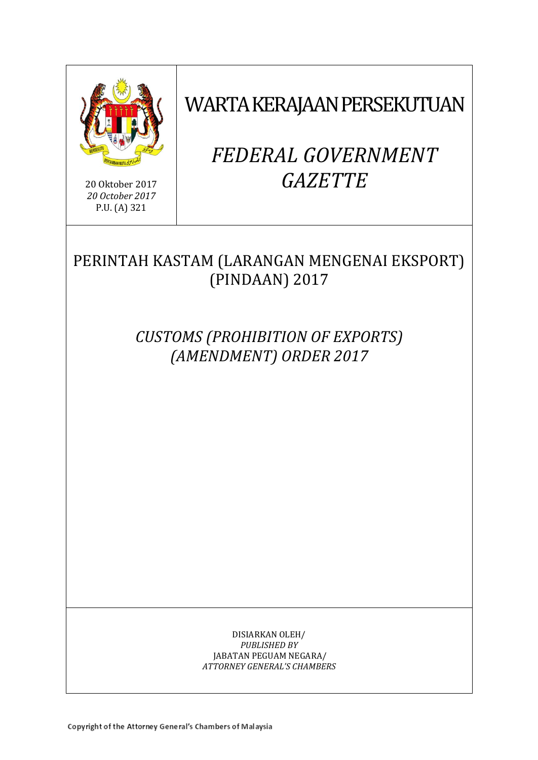20 Oktober 2017
*20 October 2017*
P.U. (A) 321

# WARTA KERAJAAN PERSEKUTUAN

# *FEDERAL GOVERNMENT GAZETTE*

## PERINTAH KASTAM (LARANGAN MENGENAI EKSPORT) (PINDAAN) 2017

## *CUSTOMS (PROHIBITION OF EXPORTS) (AMENDMENT) ORDER 2017*

DISIARKAN OLEH/
*PUBLISHED BY*
JABATAN PEGUAM NEGARA/
*ATTORNEY GENERAL'S CHAMBERS*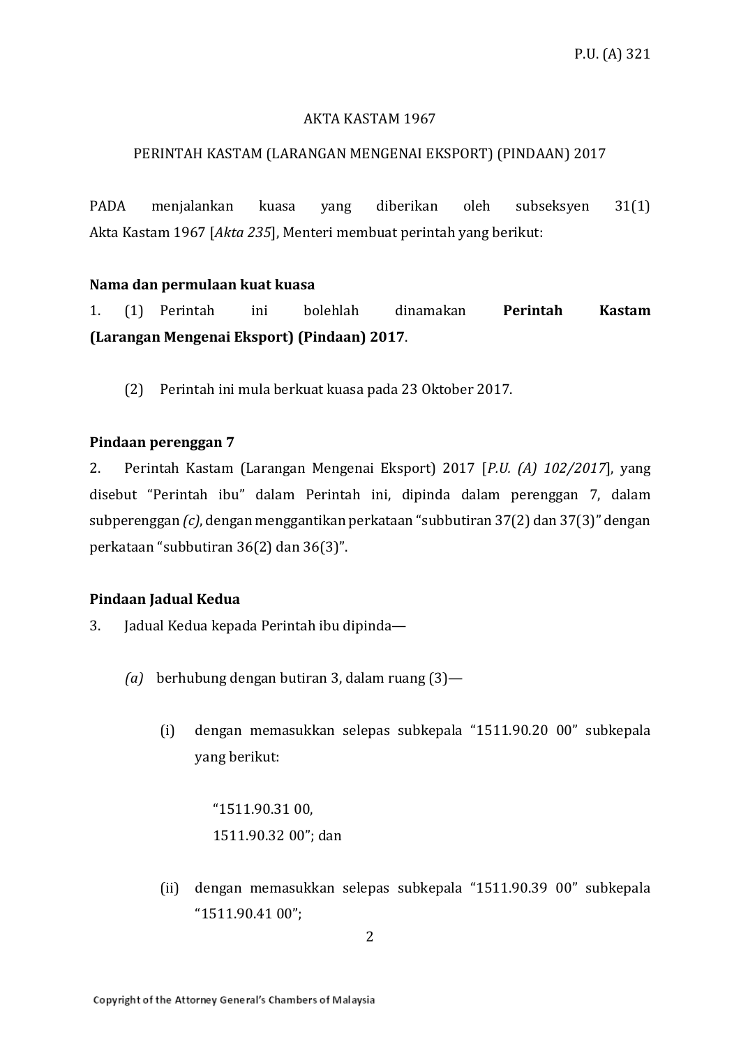AKTA KASTAM 1967

PERINTAH KASTAM (LARANGAN MENGENAI EKSPORT) (PINDAAN) 2017

PADA menjalankan kuasa yang diberikan oleh subseksyen 31(1) Akta Kastam 1967 [*Akta 235*], Menteri membuat perintah yang berikut:

**Nama dan permulaan kuat kuasa**

1. (1) Perintah ini bolehlah dinamakan **Perintah Kastam (Larangan Mengenai Eksport) (Pindaan) 2017**.

(2) Perintah ini mula berkuat kuasa pada 23 Oktober 2017.

**Pindaan perenggan 7**

2. Perintah Kastam (Larangan Mengenai Eksport) 2017 [*P.U. (A) 102/2017*], yang disebut "Perintah ibu" dalam Perintah ini, dipinda dalam perenggan 7, dalam subperenggan *(c)*, dengan menggantikan perkataan "subbutiran 37(2) dan 37(3)" dengan perkataan "subbutiran 36(2) dan 36(3)".

**Pindaan Jadual Kedua**

3. Jadual Kedua kepada Perintah ibu dipinda—

*(a)* berhubung dengan butiran 3, dalam ruang (3)—

(i) dengan memasukkan selepas subkepala "1511.90.20 00" subkepala yang berikut:

"1511.90.31 00,
1511.90.32 00"; dan

(ii) dengan memasukkan selepas subkepala "1511.90.39 00" subkepala "1511.90.41 00";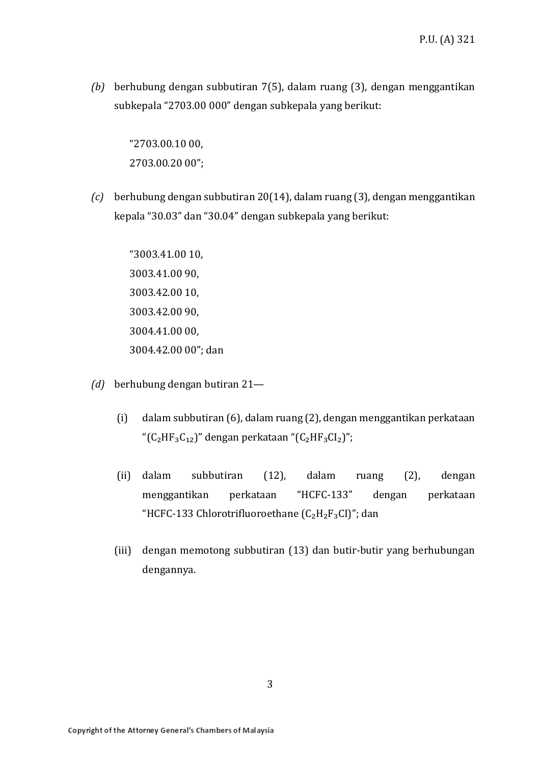*(b)* berhubung dengan subbutiran 7(5), dalam ruang (3), dengan menggantikan subkepala "2703.00 000" dengan subkepala yang berikut:

"2703.00.10 00,
2703.00.20 00";

*(c)* berhubung dengan subbutiran 20(14), dalam ruang (3), dengan menggantikan kepala "30.03" dan "30.04" dengan subkepala yang berikut:

"3003.41.00 10,
3003.41.00 90,
3003.42.00 10,
3003.42.00 90,
3004.41.00 00,
3004.42.00 00"; dan

*(d)* berhubung dengan butiran 21—

(i) dalam subbutiran (6), dalam ruang (2), dengan menggantikan perkataan "($C_2HF_3C_{12}$)" dengan perkataan "($C_2HF_3CI_2$)";

(ii) dalam subbutiran (12), dalam ruang (2), dengan menggantikan perkataan "HCFC-133" dengan perkataan "HCFC-133 Chlorotrifluoroethane ($C_2H_2F_3CI$)"; dan

(iii) dengan memotong subbutiran (13) dan butir-butir yang berhubungan dengannya.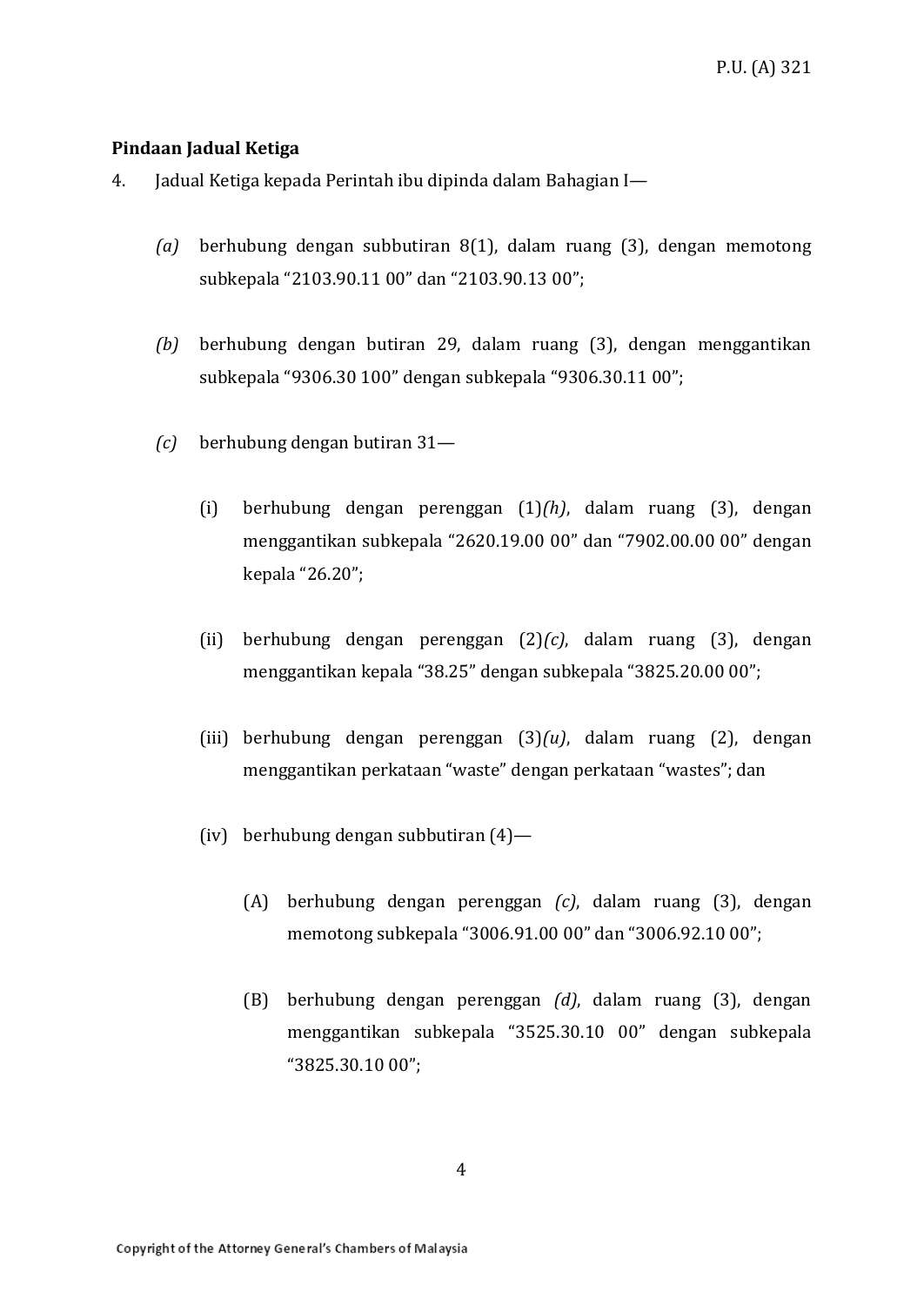**Pindaan Jadual Ketiga**

4. Jadual Ketiga kepada Perintah ibu dipinda dalam Bahagian I—

*(a)* berhubung dengan subbutiran 8(1), dalam ruang (3), dengan memotong subkepala "2103.90.11 00" dan "2103.90.13 00";

*(b)* berhubung dengan butiran 29, dalam ruang (3), dengan menggantikan subkepala "9306.30 100" dengan subkepala "9306.30.11 00";

*(c)* berhubung dengan butiran 31—

(i) berhubung dengan perenggan (1)*(h)*, dalam ruang (3), dengan menggantikan subkepala "2620.19.00 00" dan "7902.00.00 00" dengan kepala "26.20";

(ii) berhubung dengan perenggan (2)*(c)*, dalam ruang (3), dengan menggantikan kepala "38.25" dengan subkepala "3825.20.00 00";

(iii) berhubung dengan perenggan (3)*(u)*, dalam ruang (2), dengan menggantikan perkataan "waste" dengan perkataan "wastes"; dan

(iv) berhubung dengan subbutiran (4)—

(A) berhubung dengan perenggan *(c)*, dalam ruang (3), dengan memotong subkepala "3006.91.00 00" dan "3006.92.10 00";

(B) berhubung dengan perenggan *(d)*, dalam ruang (3), dengan menggantikan subkepala "3525.30.10 00" dengan subkepala "3825.30.10 00";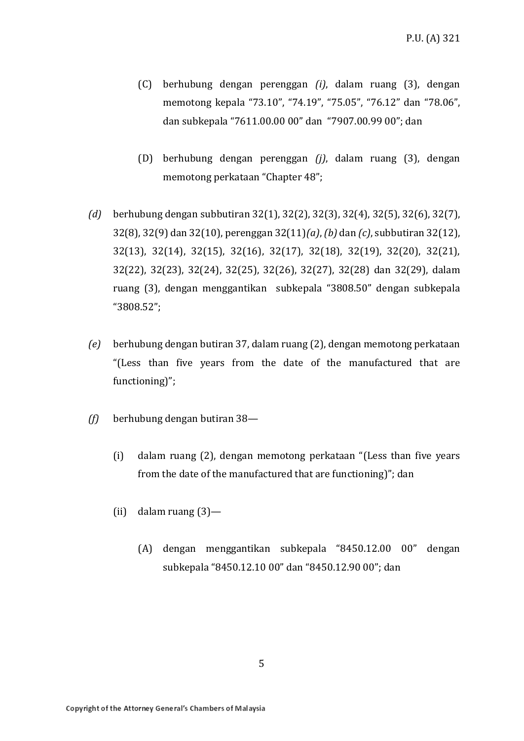(C) berhubung dengan perenggan *(i)*, dalam ruang (3), dengan memotong kepala "73.10", "74.19", "75.05", "76.12" dan "78.06", dan subkepala "7611.00.00 00" dan "7907.00.99 00"; dan

(D) berhubung dengan perenggan *(j)*, dalam ruang (3), dengan memotong perkataan "Chapter 48";

*(d)* berhubung dengan subbutiran 32(1), 32(2), 32(3), 32(4), 32(5), 32(6), 32(7), 32(8), 32(9) dan 32(10), perenggan 32(11)*(a)*, *(b)* dan *(c)*, subbutiran 32(12), 32(13), 32(14), 32(15), 32(16), 32(17), 32(18), 32(19), 32(20), 32(21), 32(22), 32(23), 32(24), 32(25), 32(26), 32(27), 32(28) dan 32(29), dalam ruang (3), dengan menggantikan subkepala "3808.50" dengan subkepala "3808.52";

*(e)* berhubung dengan butiran 37, dalam ruang (2), dengan memotong perkataan "(Less than five years from the date of the manufactured that are functioning)";

*(f)* berhubung dengan butiran 38—

(i) dalam ruang (2), dengan memotong perkataan "(Less than five years from the date of the manufactured that are functioning)"; dan

(ii) dalam ruang (3)—

(A) dengan menggantikan subkepala "8450.12.00 00" dengan subkepala "8450.12.10 00" dan "8450.12.90 00"; dan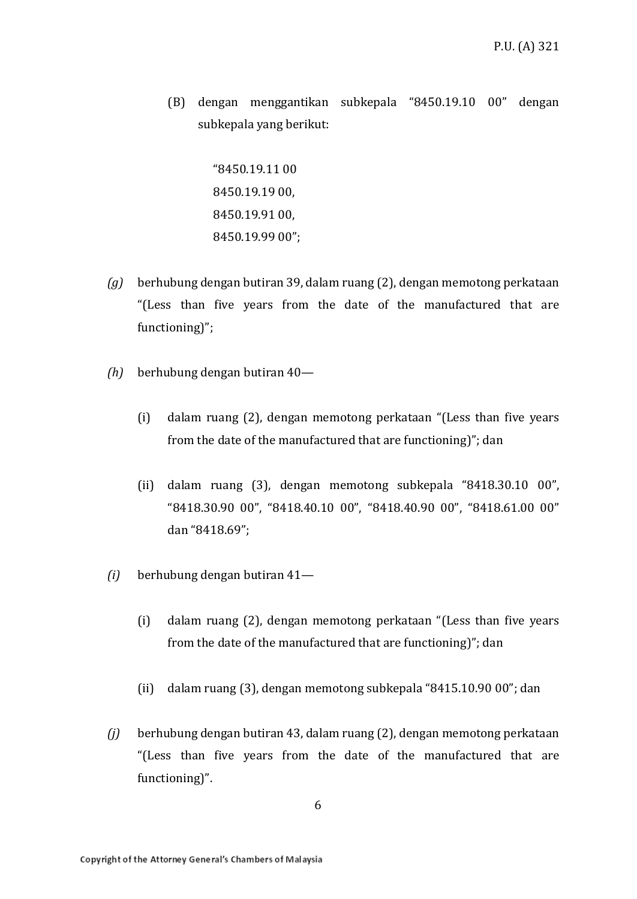(B) dengan menggantikan subkepala "8450.19.10 00" dengan subkepala yang berikut:

"8450.19.11 00
8450.19.19 00,
8450.19.91 00,
8450.19.99 00";

*(g)* berhubung dengan butiran 39, dalam ruang (2), dengan memotong perkataan "(Less than five years from the date of the manufactured that are functioning)";

*(h)* berhubung dengan butiran 40—

(i) dalam ruang (2), dengan memotong perkataan "(Less than five years from the date of the manufactured that are functioning)"; dan

(ii) dalam ruang (3), dengan memotong subkepala "8418.30.10 00", "8418.30.90 00", "8418.40.10 00", "8418.40.90 00", "8418.61.00 00" dan "8418.69";

*(i)* berhubung dengan butiran 41—

(i) dalam ruang (2), dengan memotong perkataan "(Less than five years from the date of the manufactured that are functioning)"; dan

(ii) dalam ruang (3), dengan memotong subkepala "8415.10.90 00"; dan

*(j)* berhubung dengan butiran 43, dalam ruang (2), dengan memotong perkataan "(Less than five years from the date of the manufactured that are functioning)".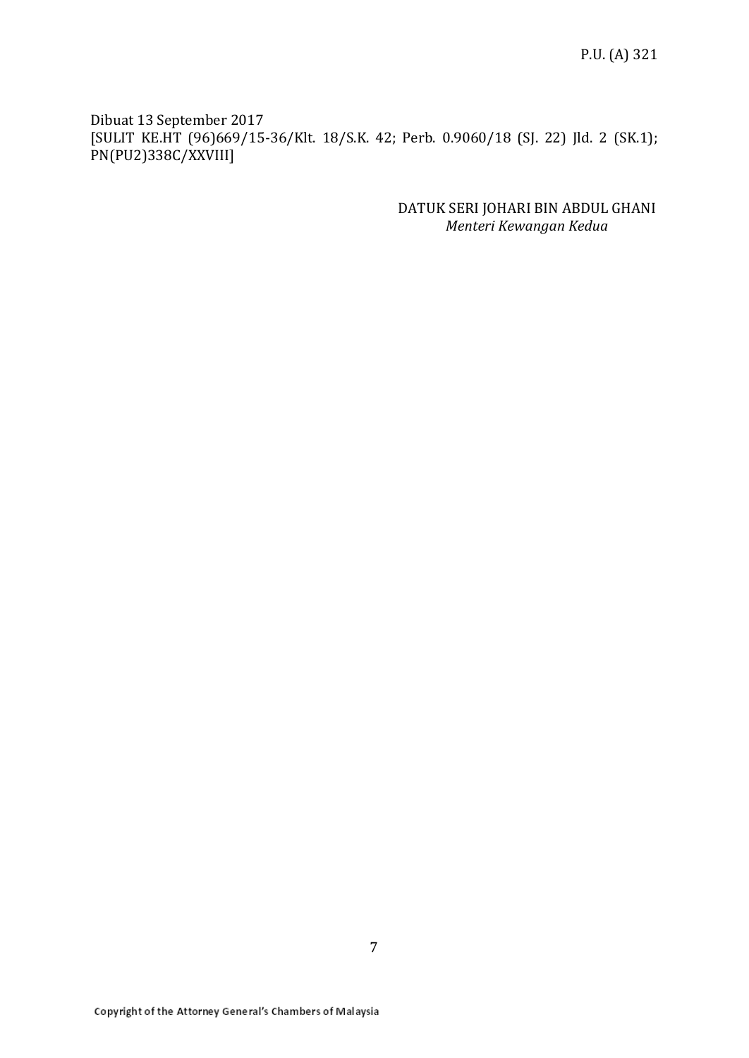Dibuat 13 September 2017
[SULIT KE.HT (96)669/15-36/Klt. 18/S.K. 42; Perb. 0.9060/18 (SJ. 22) Jld. 2 (SK.1); PN(PU2)338C/XXVIII]

DATUK SERI JOHARI BIN ABDUL GHANI
*Menteri Kewangan Kedua*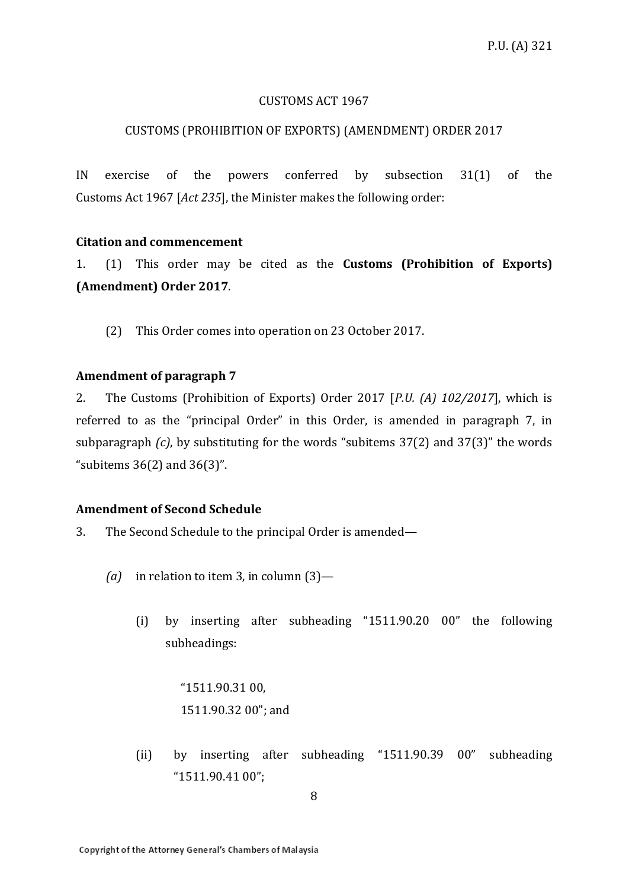P.U. (A) 321

CUSTOMS ACT 1967

CUSTOMS (PROHIBITION OF EXPORTS) (AMENDMENT) ORDER 2017

IN exercise of the powers conferred by subsection 31(1) of the Customs Act 1967 [*Act 235*], the Minister makes the following order:

**Citation and commencement**

1. (1) This order may be cited as the **Customs (Prohibition of Exports) (Amendment) Order 2017**.

(2) This Order comes into operation on 23 October 2017.

**Amendment of paragraph 7**

2. The Customs (Prohibition of Exports) Order 2017 [*P.U. (A) 102/2017*], which is referred to as the "principal Order" in this Order, is amended in paragraph 7, in subparagraph *(c)*, by substituting for the words "subitems 37(2) and 37(3)" the words "subitems 36(2) and 36(3)".

**Amendment of Second Schedule**

3. The Second Schedule to the principal Order is amended—

*(a)* in relation to item 3, in column (3)—

(i) by inserting after subheading "1511.90.20 00" the following subheadings:

"1511.90.31 00,
1511.90.32 00"; and

(ii) by inserting after subheading "1511.90.39 00" subheading "1511.90.41 00";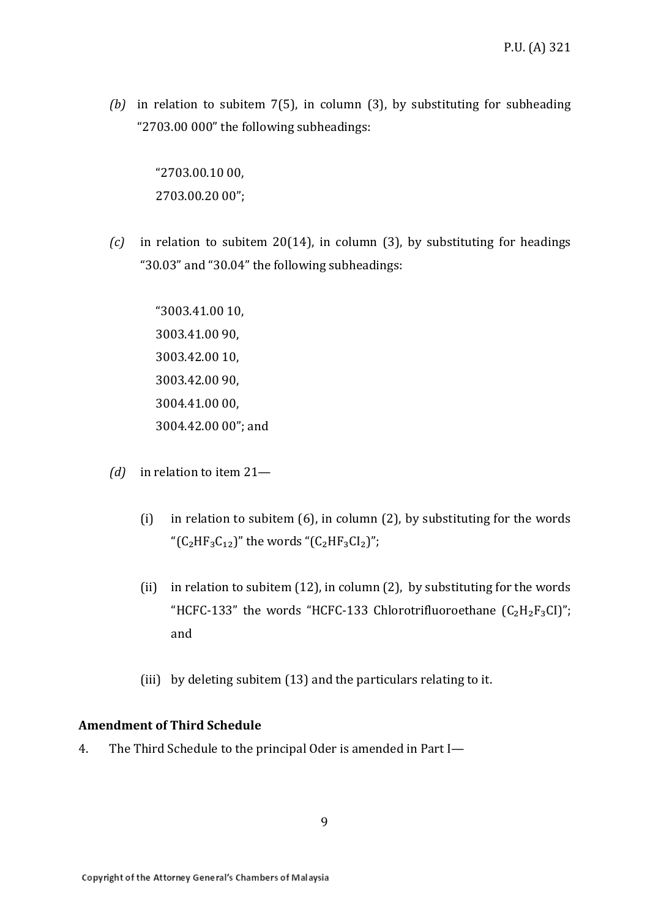*(b)* in relation to subitem 7(5), in column (3), by substituting for subheading "2703.00 000" the following subheadings:

"2703.00.10 00,
2703.00.20 00";

*(c)* in relation to subitem 20(14), in column (3), by substituting for headings "30.03" and "30.04" the following subheadings:

"3003.41.00 10,
3003.41.00 90,
3003.42.00 10,
3003.42.00 90,
3004.41.00 00,
3004.42.00 00"; and

*(d)* in relation to item 21—

(i) in relation to subitem (6), in column (2), by substituting for the words "($C_2HF_3C_{12}$)" the words "($C_2HF_3CI_2$)";

(ii) in relation to subitem (12), in column (2), by substituting for the words "HCFC-133" the words "HCFC-133 Chlorotrifluoroethane ($C_2H_2F_3CI$)"; and

(iii) by deleting subitem (13) and the particulars relating to it.

**Amendment of Third Schedule**

4. The Third Schedule to the principal Oder is amended in Part I—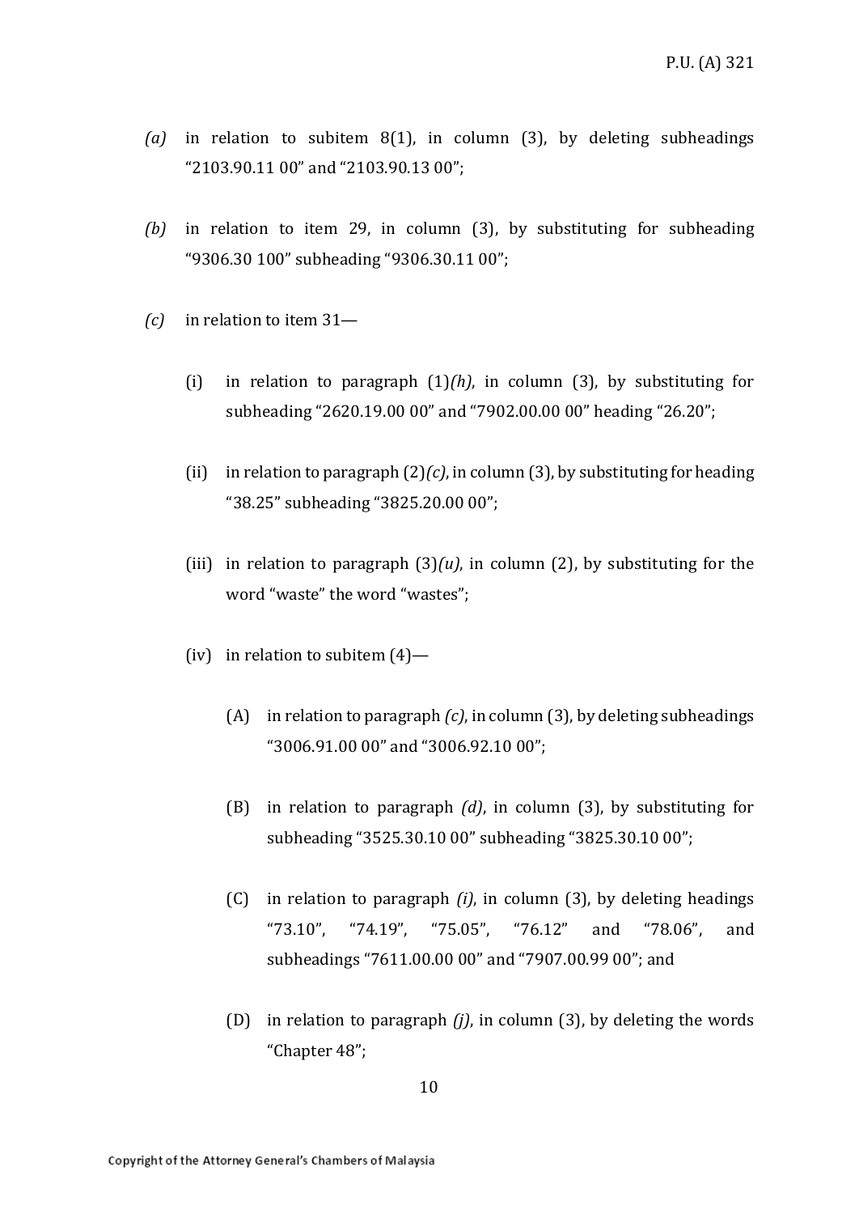*(a)* in relation to subitem 8(1), in column (3), by deleting subheadings "2103.90.11 00" and "2103.90.13 00";

*(b)* in relation to item 29, in column (3), by substituting for subheading "9306.30 100" subheading "9306.30.11 00";

*(c)* in relation to item 31—

(i) in relation to paragraph (1)*(h)*, in column (3), by substituting for subheading "2620.19.00 00" and "7902.00.00 00" heading "26.20";

(ii) in relation to paragraph (2)*(c)*, in column (3), by substituting for heading "38.25" subheading "3825.20.00 00";

(iii) in relation to paragraph (3)*(u)*, in column (2), by substituting for the word "waste" the word "wastes";

(iv) in relation to subitem (4)—

(A) in relation to paragraph *(c)*, in column (3), by deleting subheadings "3006.91.00 00" and "3006.92.10 00";

(B) in relation to paragraph *(d)*, in column (3), by substituting for subheading "3525.30.10 00" subheading "3825.30.10 00";

(C) in relation to paragraph *(i)*, in column (3), by deleting headings "73.10", "74.19", "75.05", "76.12" and "78.06", and subheadings "7611.00.00 00" and "7907.00.99 00"; and

(D) in relation to paragraph *(j)*, in column (3), by deleting the words "Chapter 48";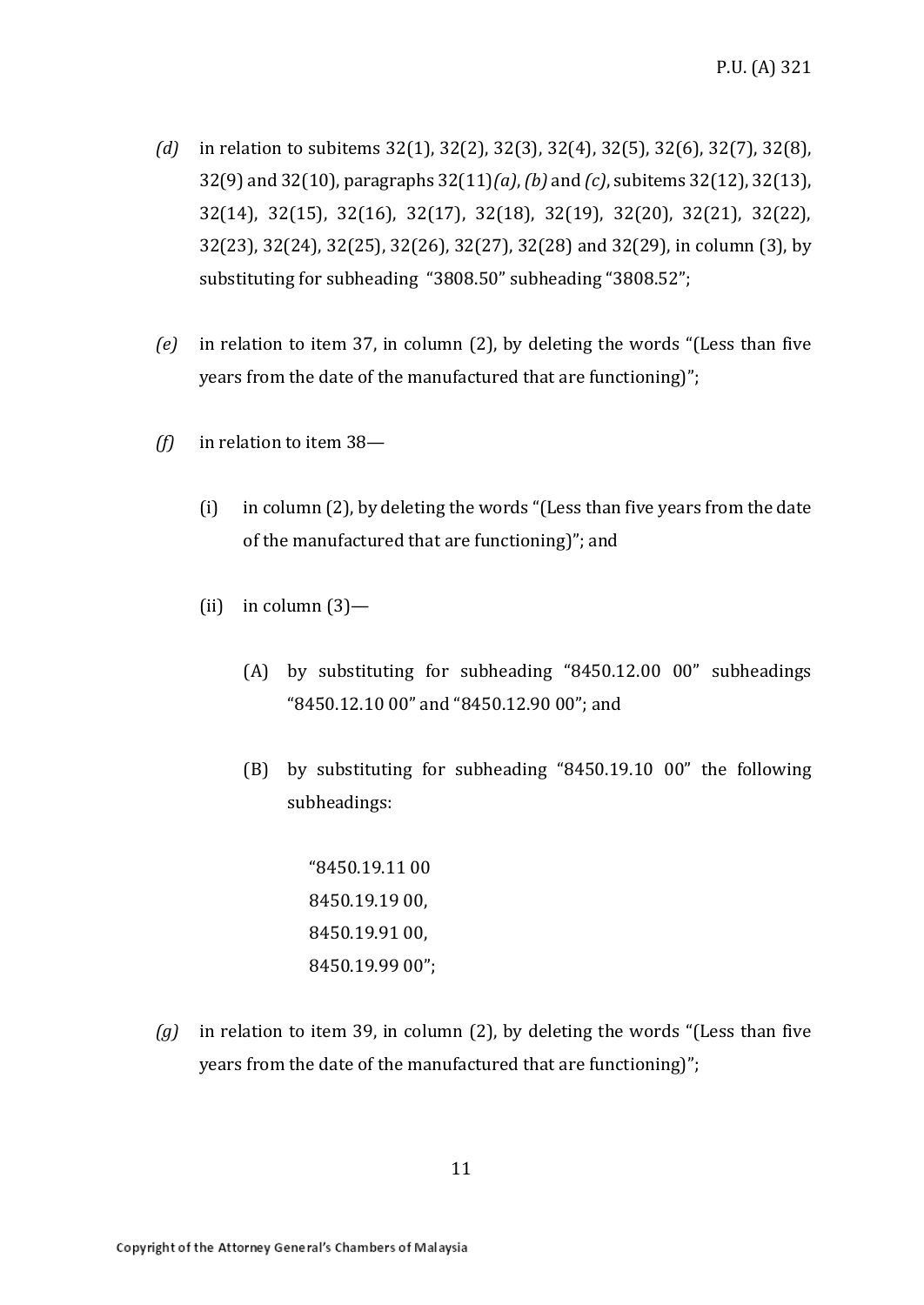*(d)* in relation to subitems 32(1), 32(2), 32(3), 32(4), 32(5), 32(6), 32(7), 32(8), 32(9) and 32(10), paragraphs 32(11)*(a)*, *(b)* and *(c)*, subitems 32(12), 32(13), 32(14), 32(15), 32(16), 32(17), 32(18), 32(19), 32(20), 32(21), 32(22), 32(23), 32(24), 32(25), 32(26), 32(27), 32(28) and 32(29), in column (3), by substituting for subheading "3808.50" subheading "3808.52";

*(e)* in relation to item 37, in column (2), by deleting the words "(Less than five years from the date of the manufactured that are functioning)";

*(f)* in relation to item 38—

(i) in column (2), by deleting the words "(Less than five years from the date of the manufactured that are functioning)"; and

(ii) in column (3)—

(A) by substituting for subheading "8450.12.00 00" subheadings "8450.12.10 00" and "8450.12.90 00"; and

(B) by substituting for subheading "8450.19.10 00" the following subheadings:

"8450.19.11 00
8450.19.19 00,
8450.19.91 00,
8450.19.99 00";

*(g)* in relation to item 39, in column (2), by deleting the words "(Less than five years from the date of the manufactured that are functioning)";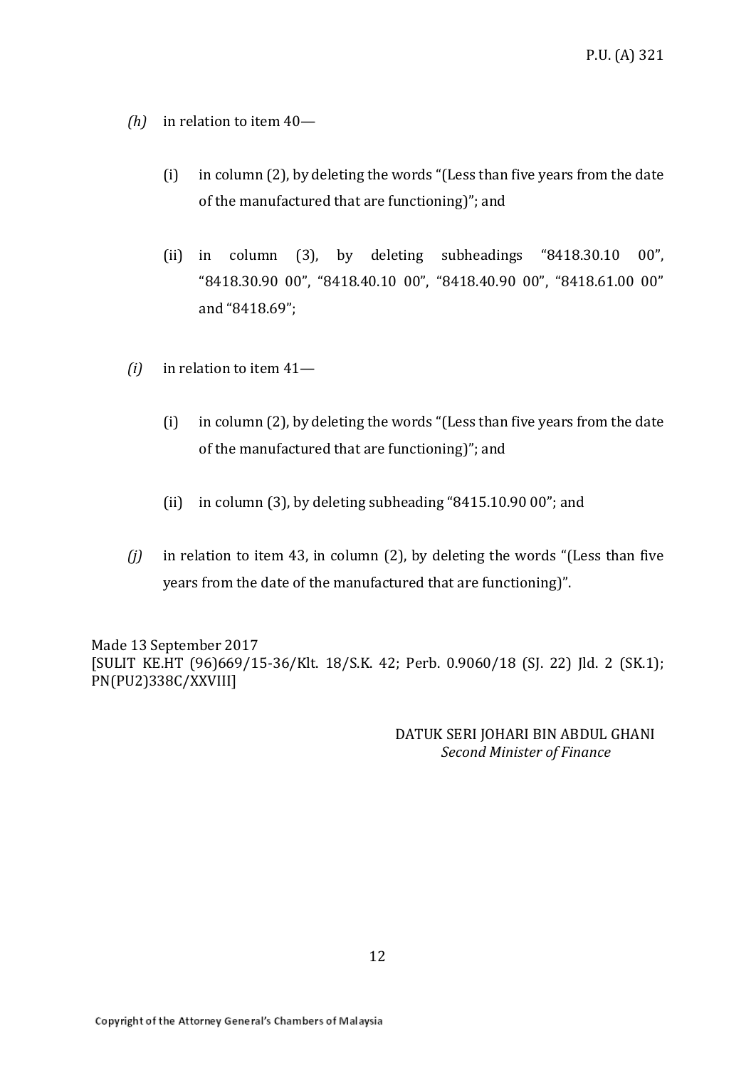*(h)* in relation to item 40—

(i) in column (2), by deleting the words "(Less than five years from the date of the manufactured that are functioning)"; and

(ii) in column (3), by deleting subheadings "8418.30.10 00", "8418.30.90 00", "8418.40.10 00", "8418.40.90 00", "8418.61.00 00" and "8418.69";

*(i)* in relation to item 41—

(i) in column (2), by deleting the words "(Less than five years from the date of the manufactured that are functioning)"; and

(ii) in column (3), by deleting subheading "8415.10.90 00"; and

*(j)* in relation to item 43, in column (2), by deleting the words "(Less than five years from the date of the manufactured that are functioning)".

Made 13 September 2017
[SULIT KE.HT (96)669/15-36/Klt. 18/S.K. 42; Perb. 0.9060/18 (SJ. 22) Jld. 2 (SK.1); PN(PU2)338C/XXVIII]

DATUK SERI JOHARI BIN ABDUL GHANI
*Second Minister of Finance*

Copyright of the Attorney General's Chambers of Malaysia